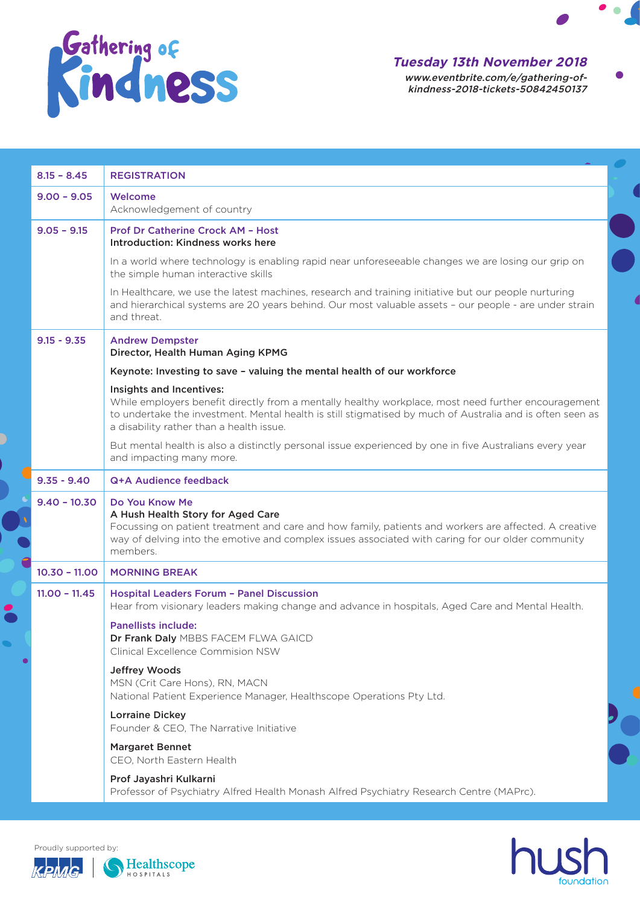# Gathering of Kindness

***Tuesday 13th November 2018***

*www.eventbrite.com/e/gathering-of-kindness-2018-tickets-50842450137*

| | |
|---|---|
| 8.15 – 8.45 | **REGISTRATION** |
| 9.00 – 9.05 | **Welcome**<br>Acknowledgement of country |
| 9.05 – 9.15 | **Prof Dr Catherine Crock AM – Host**<br>**Introduction: Kindness works here**<br>In a world where technology is enabling rapid near unforeseeable changes we are losing our grip on the simple human interactive skills<br>In Healthcare, we use the latest machines, research and training initiative but our people nurturing and hierarchical systems are 20 years behind. Our most valuable assets – our people - are under strain and threat. |
| 9.15 - 9.35 | **Andrew Dempster**<br>**Director, Health Human Aging KPMG**<br>**Keynote: Investing to save – valuing the mental health of our workforce**<br>**Insights and Incentives:**<br>While employers benefit directly from a mentally healthy workplace, most need further encouragement to undertake the investment. Mental health is still stigmatised by much of Australia and is often seen as a disability rather than a health issue.<br>But mental health is also a distinctly personal issue experienced by one in five Australians every year and impacting many more. |
| 9.35 - 9.40 | **Q+A Audience feedback** |
| 9.40 – 10.30 | **Do You Know Me**<br>**A Hush Health Story for Aged Care**<br>Focussing on patient treatment and care and how family, patients and workers are affected. A creative way of delving into the emotive and complex issues associated with caring for our older community members. |
| 10.30 – 11.00 | **MORNING BREAK** |
| 11.00 – 11.45 | **Hospital Leaders Forum – Panel Discussion**<br>Hear from visionary leaders making change and advance in hospitals, Aged Care and Mental Health.<br>**Panellists include:**<br>**Dr Frank Daly** MBBS FACEM FLWA GAICD<br>Clinical Excellence Commision NSW<br>**Jeffrey Woods**<br>MSN (Crit Care Hons), RN, MACN<br>National Patient Experience Manager, Healthscope Operations Pty Ltd.<br>**Lorraine Dickey**<br>Founder & CEO, The Narrative Initiative<br>**Margaret Bennet**<br>CEO, North Eastern Health<br>**Prof Jayashri Kulkarni**<br>Professor of Psychiatry Alfred Health Monash Alfred Psychiatry Research Centre (MAPrc). |

Proudly supported by: KPMG | Healthscope Hospitals

hush foundation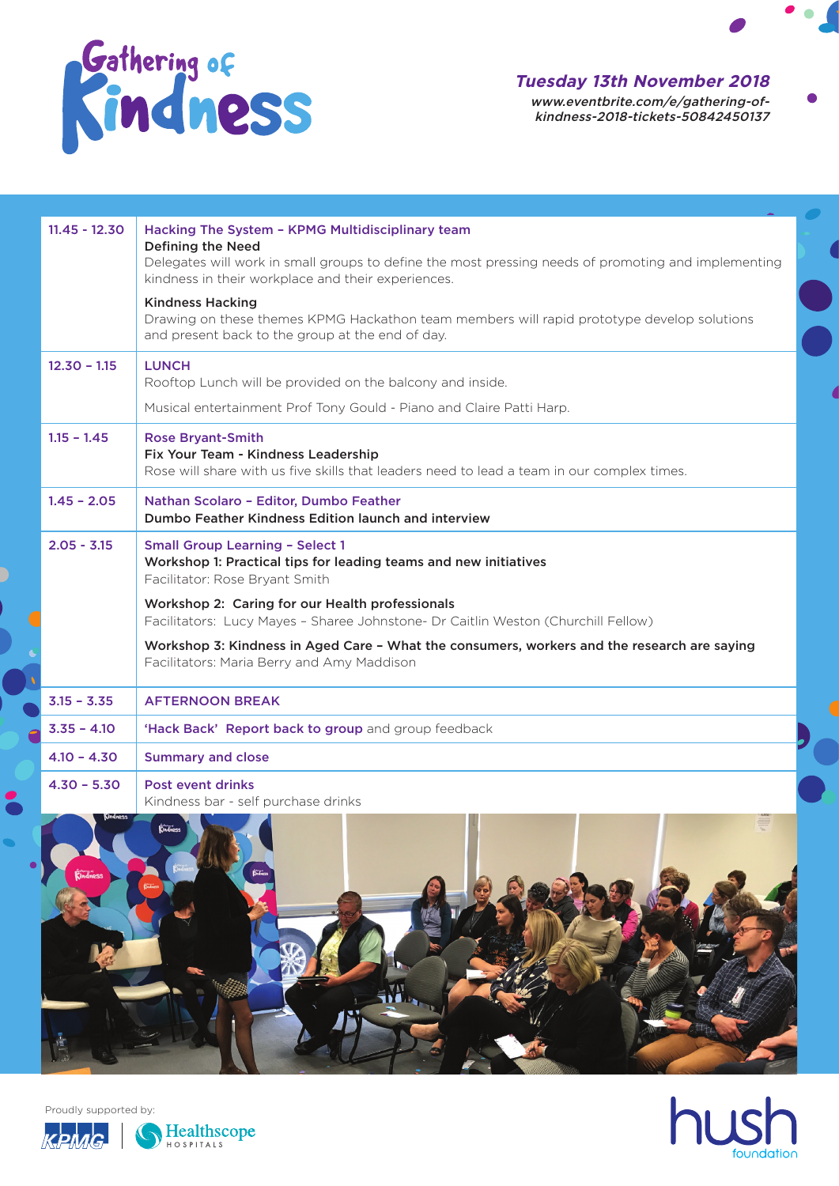# Gathering of Kindness

*Tuesday 13th November 2018*
*www.eventbrite.com/e/gathering-of-kindness-2018-tickets-50842450137*

| | |
|---|---|
| 11.45 - 12.30 | Hacking The System – KPMG Multidisciplinary team<br>**Defining the Need**<br>Delegates will work in small groups to define the most pressing needs of promoting and implementing kindness in their workplace and their experiences.<br>**Kindness Hacking**<br>Drawing on these themes KPMG Hackathon team members will rapid prototype develop solutions and present back to the group at the end of day. |
| 12.30 – 1.15 | LUNCH<br>Rooftop Lunch will be provided on the balcony and inside.<br>Musical entertainment Prof Tony Gould - Piano and Claire Patti Harp. |
| 1.15 – 1.45 | Rose Bryant-Smith<br>**Fix Your Team - Kindness Leadership**<br>Rose will share with us five skills that leaders need to lead a team in our complex times. |
| 1.45 – 2.05 | Nathan Scolaro – Editor, Dumbo Feather<br>**Dumbo Feather Kindness Edition launch and interview** |
| 2.05 - 3.15 | Small Group Learning – Select 1<br>**Workshop 1: Practical tips for leading teams and new initiatives**<br>Facilitator: Rose Bryant Smith<br>**Workshop 2: Caring for our Health professionals**<br>Facilitators: Lucy Mayes – Sharee Johnstone- Dr Caitlin Weston (Churchill Fellow)<br>**Workshop 3: Kindness in Aged Care – What the consumers, workers and the research are saying**<br>Facilitators: Maria Berry and Amy Maddison |
| 3.15 – 3.35 | AFTERNOON BREAK |
| 3.35 – 4.10 | 'Hack Back' Report back to group and group feedback |
| 4.10 – 4.30 | Summary and close |
| 4.30 – 5.30 | Post event drinks<br>Kindness bar - self purchase drinks |

Proudly supported by: KPMG | Healthscope Hospitals

hush foundation